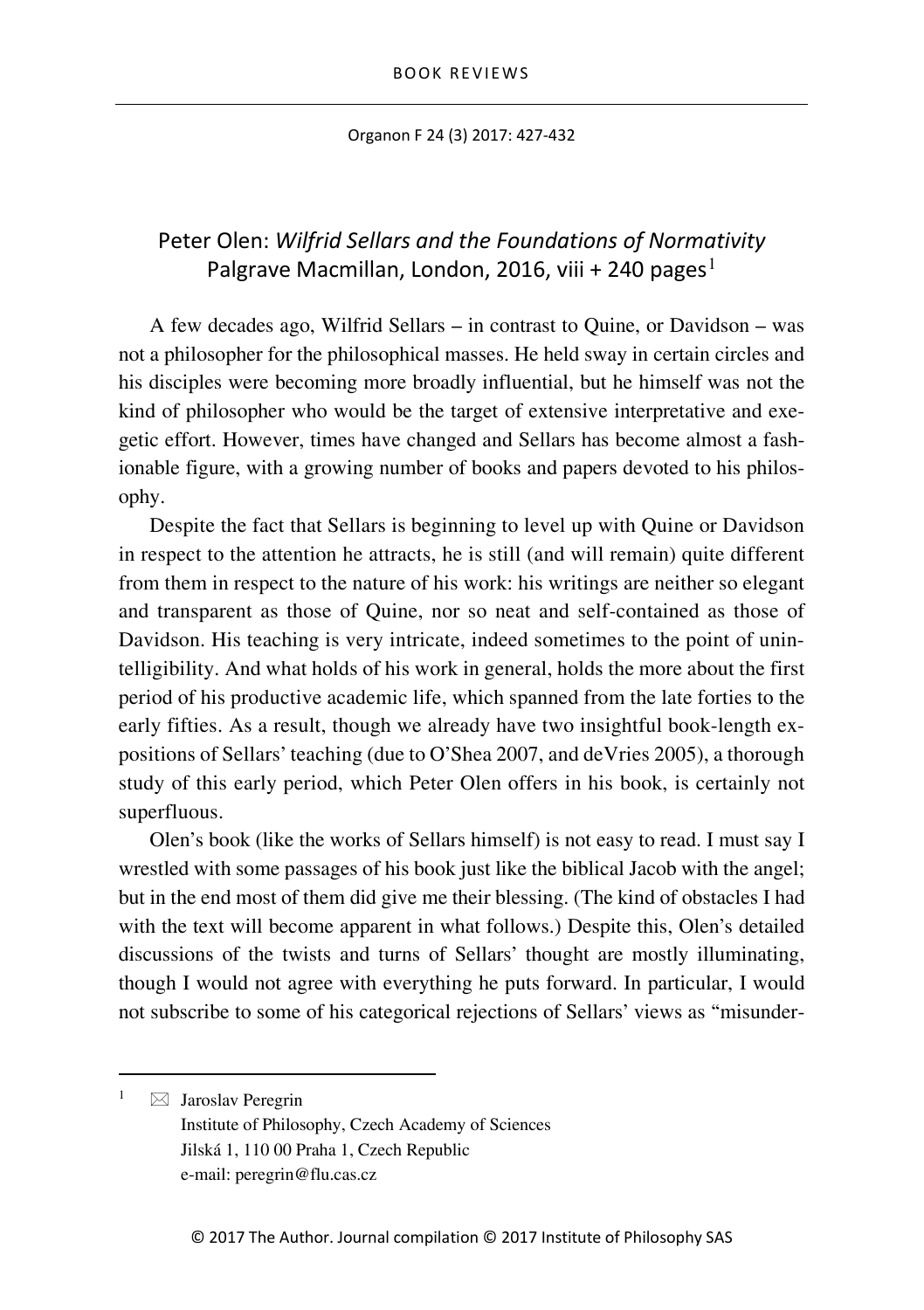## Peter Olen: *Wilfrid Sellars and the Foundations of Normativity*
## Palgrave Macmillan, London, 2016, viii + 240 pages[1]

A few decades ago, Wilfrid Sellars – in contrast to Quine, or Davidson – was not a philosopher for the philosophical masses. He held sway in certain circles and his disciples were becoming more broadly influential, but he himself was not the kind of philosopher who would be the target of extensive interpretative and exegetic effort. However, times have changed and Sellars has become almost a fashionable figure, with a growing number of books and papers devoted to his philosophy.

Despite the fact that Sellars is beginning to level up with Quine or Davidson in respect to the attention he attracts, he is still (and will remain) quite different from them in respect to the nature of his work: his writings are neither so elegant and transparent as those of Quine, nor so neat and self-contained as those of Davidson. His teaching is very intricate, indeed sometimes to the point of unintelligibility. And what holds of his work in general, holds the more about the first period of his productive academic life, which spanned from the late forties to the early fifties. As a result, though we already have two insightful book-length expositions of Sellars' teaching (due to O'Shea 2007, and deVries 2005), a thorough study of this early period, which Peter Olen offers in his book, is certainly not superfluous.

Olen's book (like the works of Sellars himself) is not easy to read. I must say I wrestled with some passages of his book just like the biblical Jacob with the angel; but in the end most of them did give me their blessing. (The kind of obstacles I had with the text will become apparent in what follows.) Despite this, Olen's detailed discussions of the twists and turns of Sellars' thought are mostly illuminating, though I would not agree with everything he puts forward. In particular, I would not subscribe to some of his categorical rejections of Sellars' views as "misunder-

---

[1] ✉ Jaroslav Peregrin
Institute of Philosophy, Czech Academy of Sciences
Jilská 1, 110 00 Praha 1, Czech Republic
e-mail: peregrin@flu.cas.cz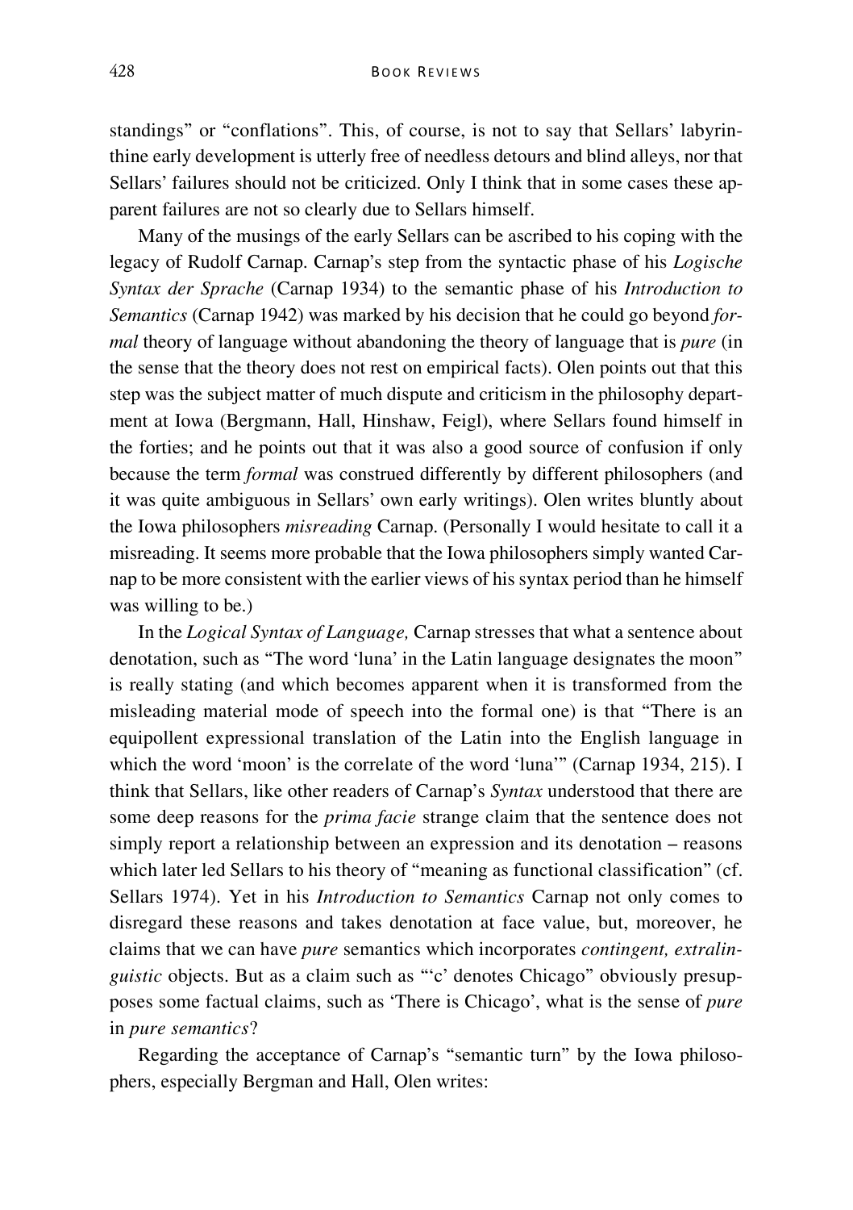standings" or "conflations". This, of course, is not to say that Sellars' labyrinthine early development is utterly free of needless detours and blind alleys, nor that Sellars' failures should not be criticized. Only I think that in some cases these apparent failures are not so clearly due to Sellars himself.

Many of the musings of the early Sellars can be ascribed to his coping with the legacy of Rudolf Carnap. Carnap's step from the syntactic phase of his *Logische Syntax der Sprache* (Carnap 1934) to the semantic phase of his *Introduction to Semantics* (Carnap 1942) was marked by his decision that he could go beyond *formal* theory of language without abandoning the theory of language that is *pure* (in the sense that the theory does not rest on empirical facts). Olen points out that this step was the subject matter of much dispute and criticism in the philosophy department at Iowa (Bergmann, Hall, Hinshaw, Feigl), where Sellars found himself in the forties; and he points out that it was also a good source of confusion if only because the term *formal* was construed differently by different philosophers (and it was quite ambiguous in Sellars' own early writings). Olen writes bluntly about the Iowa philosophers *misreading* Carnap. (Personally I would hesitate to call it a misreading. It seems more probable that the Iowa philosophers simply wanted Carnap to be more consistent with the earlier views of his syntax period than he himself was willing to be.)

In the *Logical Syntax of Language,* Carnap stresses that what a sentence about denotation, such as "The word 'luna' in the Latin language designates the moon" is really stating (and which becomes apparent when it is transformed from the misleading material mode of speech into the formal one) is that "There is an equipollent expressional translation of the Latin into the English language in which the word 'moon' is the correlate of the word 'luna'" (Carnap 1934, 215). I think that Sellars, like other readers of Carnap's *Syntax* understood that there are some deep reasons for the *prima facie* strange claim that the sentence does not simply report a relationship between an expression and its denotation – reasons which later led Sellars to his theory of "meaning as functional classification" (cf. Sellars 1974). Yet in his *Introduction to Semantics* Carnap not only comes to disregard these reasons and takes denotation at face value, but, moreover, he claims that we can have *pure* semantics which incorporates *contingent, extralinguistic* objects. But as a claim such as "'c' denotes Chicago" obviously presupposes some factual claims, such as 'There is Chicago', what is the sense of *pure* in *pure semantics*?

Regarding the acceptance of Carnap's "semantic turn" by the Iowa philosophers, especially Bergman and Hall, Olen writes: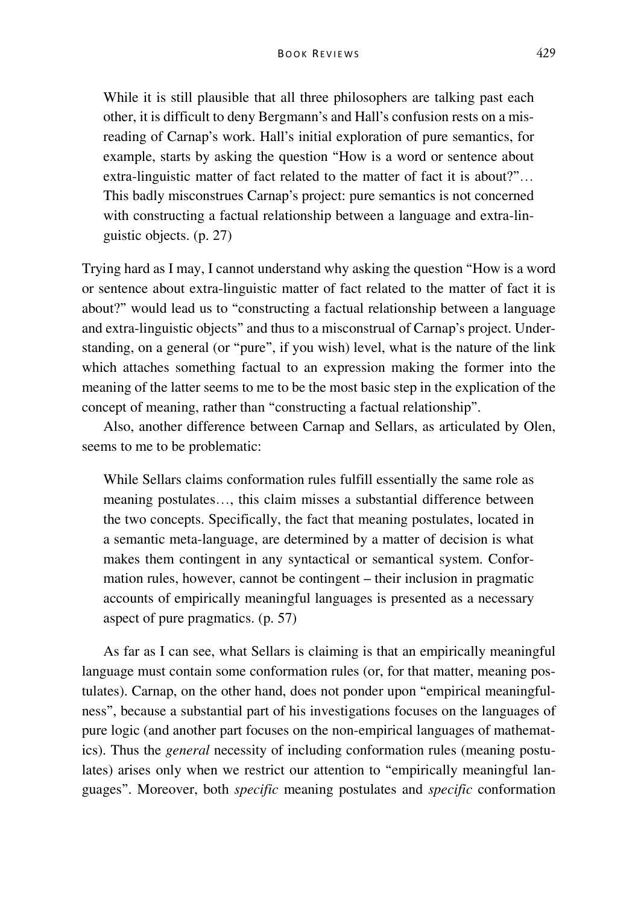> While it is still plausible that all three philosophers are talking past each other, it is difficult to deny Bergmann's and Hall's confusion rests on a misreading of Carnap's work. Hall's initial exploration of pure semantics, for example, starts by asking the question "How is a word or sentence about extra-linguistic matter of fact related to the matter of fact it is about?"… This badly misconstrues Carnap's project: pure semantics is not concerned with constructing a factual relationship between a language and extra-linguistic objects. (p. 27)

Trying hard as I may, I cannot understand why asking the question "How is a word or sentence about extra-linguistic matter of fact related to the matter of fact it is about?" would lead us to "constructing a factual relationship between a language and extra-linguistic objects" and thus to a misconstrual of Carnap's project. Understanding, on a general (or "pure", if you wish) level, what is the nature of the link which attaches something factual to an expression making the former into the meaning of the latter seems to me to be the most basic step in the explication of the concept of meaning, rather than "constructing a factual relationship".

Also, another difference between Carnap and Sellars, as articulated by Olen, seems to me to be problematic:

> While Sellars claims conformation rules fulfill essentially the same role as meaning postulates…, this claim misses a substantial difference between the two concepts. Specifically, the fact that meaning postulates, located in a semantic meta-language, are determined by a matter of decision is what makes them contingent in any syntactical or semantical system. Conformation rules, however, cannot be contingent – their inclusion in pragmatic accounts of empirically meaningful languages is presented as a necessary aspect of pure pragmatics. (p. 57)

As far as I can see, what Sellars is claiming is that an empirically meaningful language must contain some conformation rules (or, for that matter, meaning postulates). Carnap, on the other hand, does not ponder upon "empirical meaningfulness", because a substantial part of his investigations focuses on the languages of pure logic (and another part focuses on the non-empirical languages of mathematics). Thus the *general* necessity of including conformation rules (meaning postulates) arises only when we restrict our attention to "empirically meaningful languages". Moreover, both *specific* meaning postulates and *specific* conformation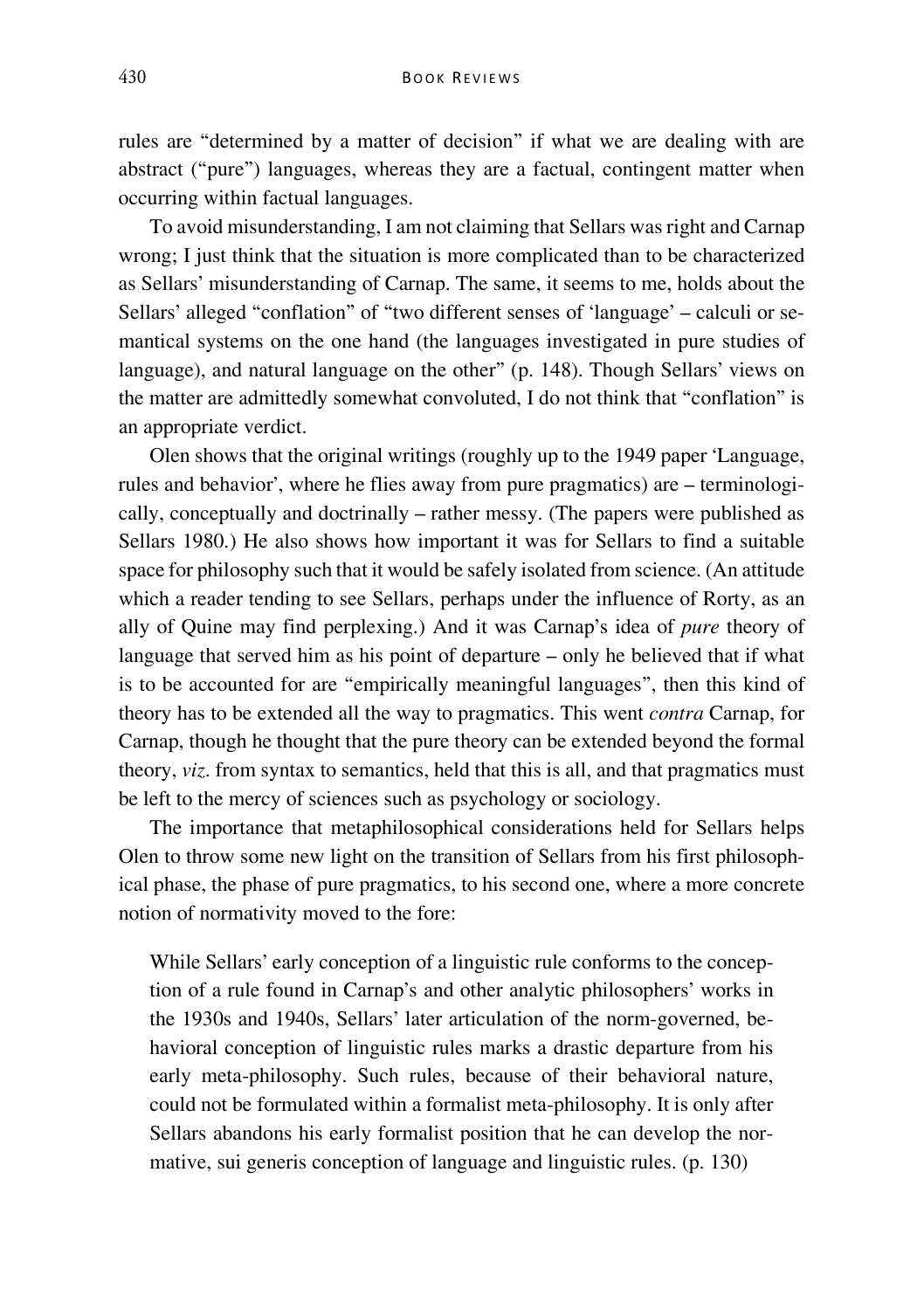rules are "determined by a matter of decision" if what we are dealing with are abstract ("pure") languages, whereas they are a factual, contingent matter when occurring within factual languages.

To avoid misunderstanding, I am not claiming that Sellars was right and Carnap wrong; I just think that the situation is more complicated than to be characterized as Sellars' misunderstanding of Carnap. The same, it seems to me, holds about the Sellars' alleged "conflation" of "two different senses of 'language' – calculi or semantical systems on the one hand (the languages investigated in pure studies of language), and natural language on the other" (p. 148). Though Sellars' views on the matter are admittedly somewhat convoluted, I do not think that "conflation" is an appropriate verdict.

Olen shows that the original writings (roughly up to the 1949 paper 'Language, rules and behavior', where he flies away from pure pragmatics) are – terminologically, conceptually and doctrinally – rather messy. (The papers were published as Sellars 1980.) He also shows how important it was for Sellars to find a suitable space for philosophy such that it would be safely isolated from science. (An attitude which a reader tending to see Sellars, perhaps under the influence of Rorty, as an ally of Quine may find perplexing.) And it was Carnap's idea of *pure* theory of language that served him as his point of departure – only he believed that if what is to be accounted for are "empirically meaningful languages", then this kind of theory has to be extended all the way to pragmatics. This went *contra* Carnap, for Carnap, though he thought that the pure theory can be extended beyond the formal theory, *viz.* from syntax to semantics, held that this is all, and that pragmatics must be left to the mercy of sciences such as psychology or sociology.

The importance that metaphilosophical considerations held for Sellars helps Olen to throw some new light on the transition of Sellars from his first philosophical phase, the phase of pure pragmatics, to his second one, where a more concrete notion of normativity moved to the fore:

> While Sellars' early conception of a linguistic rule conforms to the conception of a rule found in Carnap's and other analytic philosophers' works in the 1930s and 1940s, Sellars' later articulation of the norm-governed, behavioral conception of linguistic rules marks a drastic departure from his early meta-philosophy. Such rules, because of their behavioral nature, could not be formulated within a formalist meta-philosophy. It is only after Sellars abandons his early formalist position that he can develop the normative, sui generis conception of language and linguistic rules. (p. 130)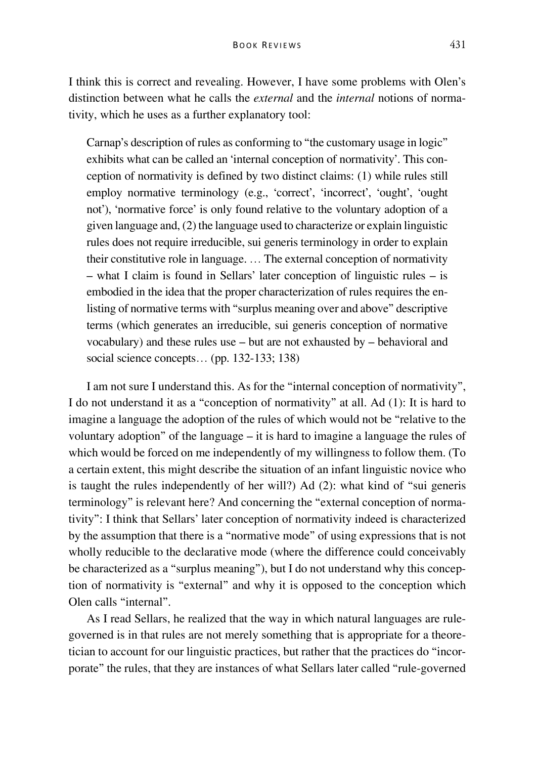I think this is correct and revealing. However, I have some problems with Olen's distinction between what he calls the *external* and the *internal* notions of normativity, which he uses as a further explanatory tool:

> Carnap's description of rules as conforming to "the customary usage in logic" exhibits what can be called an 'internal conception of normativity'. This conception of normativity is defined by two distinct claims: (1) while rules still employ normative terminology (e.g., 'correct', 'incorrect', 'ought', 'ought not'), 'normative force' is only found relative to the voluntary adoption of a given language and, (2) the language used to characterize or explain linguistic rules does not require irreducible, sui generis terminology in order to explain their constitutive role in language. … The external conception of normativity – what I claim is found in Sellars' later conception of linguistic rules – is embodied in the idea that the proper characterization of rules requires the enlisting of normative terms with "surplus meaning over and above" descriptive terms (which generates an irreducible, sui generis conception of normative vocabulary) and these rules use – but are not exhausted by – behavioral and social science concepts… (pp. 132-133; 138)

I am not sure I understand this. As for the "internal conception of normativity", I do not understand it as a "conception of normativity" at all. Ad (1): It is hard to imagine a language the adoption of the rules of which would not be "relative to the voluntary adoption" of the language – it is hard to imagine a language the rules of which would be forced on me independently of my willingness to follow them. (To a certain extent, this might describe the situation of an infant linguistic novice who is taught the rules independently of her will?) Ad (2): what kind of "sui generis terminology" is relevant here? And concerning the "external conception of normativity": I think that Sellars' later conception of normativity indeed is characterized by the assumption that there is a "normative mode" of using expressions that is not wholly reducible to the declarative mode (where the difference could conceivably be characterized as a "surplus meaning"), but I do not understand why this conception of normativity is "external" and why it is opposed to the conception which Olen calls "internal".

As I read Sellars, he realized that the way in which natural languages are rule-governed is in that rules are not merely something that is appropriate for a theoretician to account for our linguistic practices, but rather that the practices do "incorporate" the rules, that they are instances of what Sellars later called "rule-governed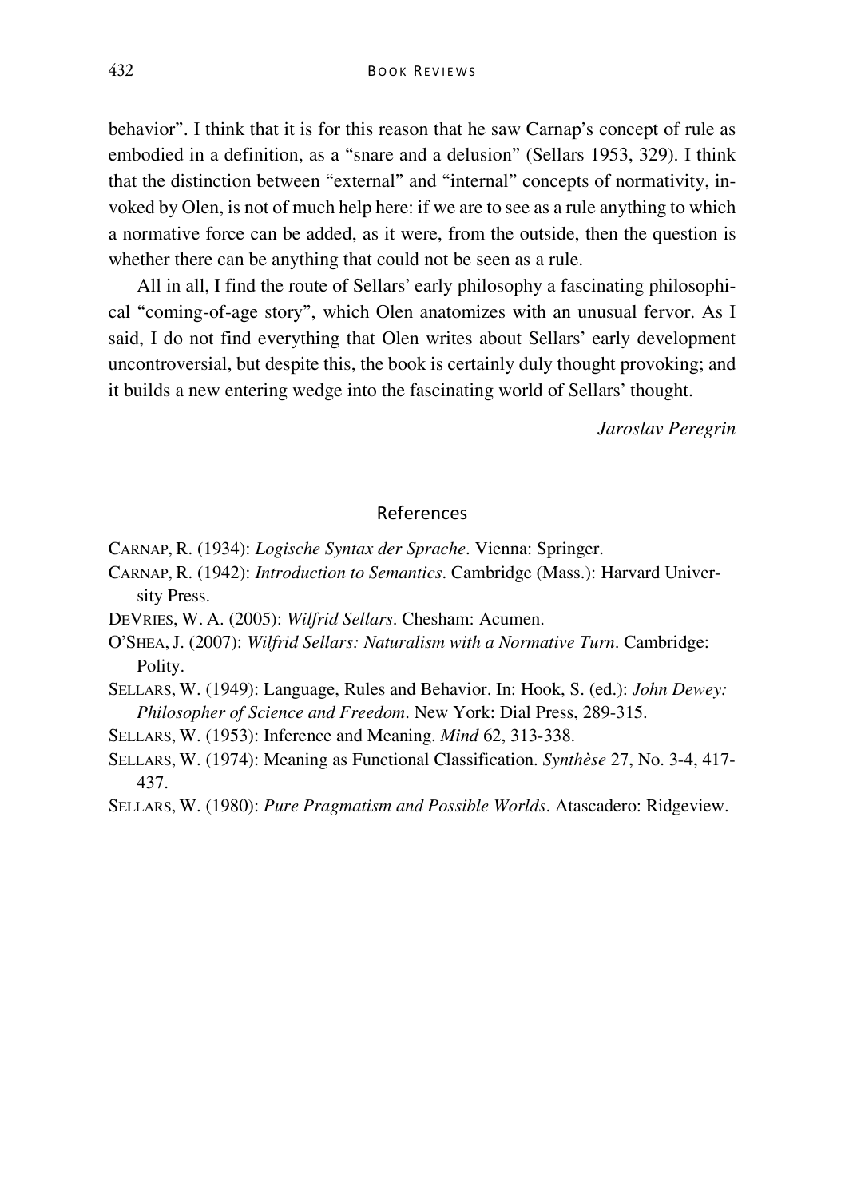behavior". I think that it is for this reason that he saw Carnap's concept of rule as embodied in a definition, as a "snare and a delusion" (Sellars 1953, 329). I think that the distinction between "external" and "internal" concepts of normativity, invoked by Olen, is not of much help here: if we are to see as a rule anything to which a normative force can be added, as it were, from the outside, then the question is whether there can be anything that could not be seen as a rule.

All in all, I find the route of Sellars' early philosophy a fascinating philosophical "coming-of-age story", which Olen anatomizes with an unusual fervor. As I said, I do not find everything that Olen writes about Sellars' early development uncontroversial, but despite this, the book is certainly duly thought provoking; and it builds a new entering wedge into the fascinating world of Sellars' thought.

*Jaroslav Peregrin*

## References

CARNAP, R. (1934): *Logische Syntax der Sprache*. Vienna: Springer.

CARNAP, R. (1942): *Introduction to Semantics*. Cambridge (Mass.): Harvard University Press.

DEVRIES, W. A. (2005): *Wilfrid Sellars*. Chesham: Acumen.

O'SHEA, J. (2007): *Wilfrid Sellars: Naturalism with a Normative Turn*. Cambridge: Polity.

SELLARS, W. (1949): Language, Rules and Behavior. In: Hook, S. (ed.): *John Dewey: Philosopher of Science and Freedom*. New York: Dial Press, 289-315.

SELLARS, W. (1953): Inference and Meaning. *Mind* 62, 313-338.

SELLARS, W. (1974): Meaning as Functional Classification. *Synthèse* 27, No. 3-4, 417-437.

SELLARS, W. (1980): *Pure Pragmatism and Possible Worlds*. Atascadero: Ridgeview.